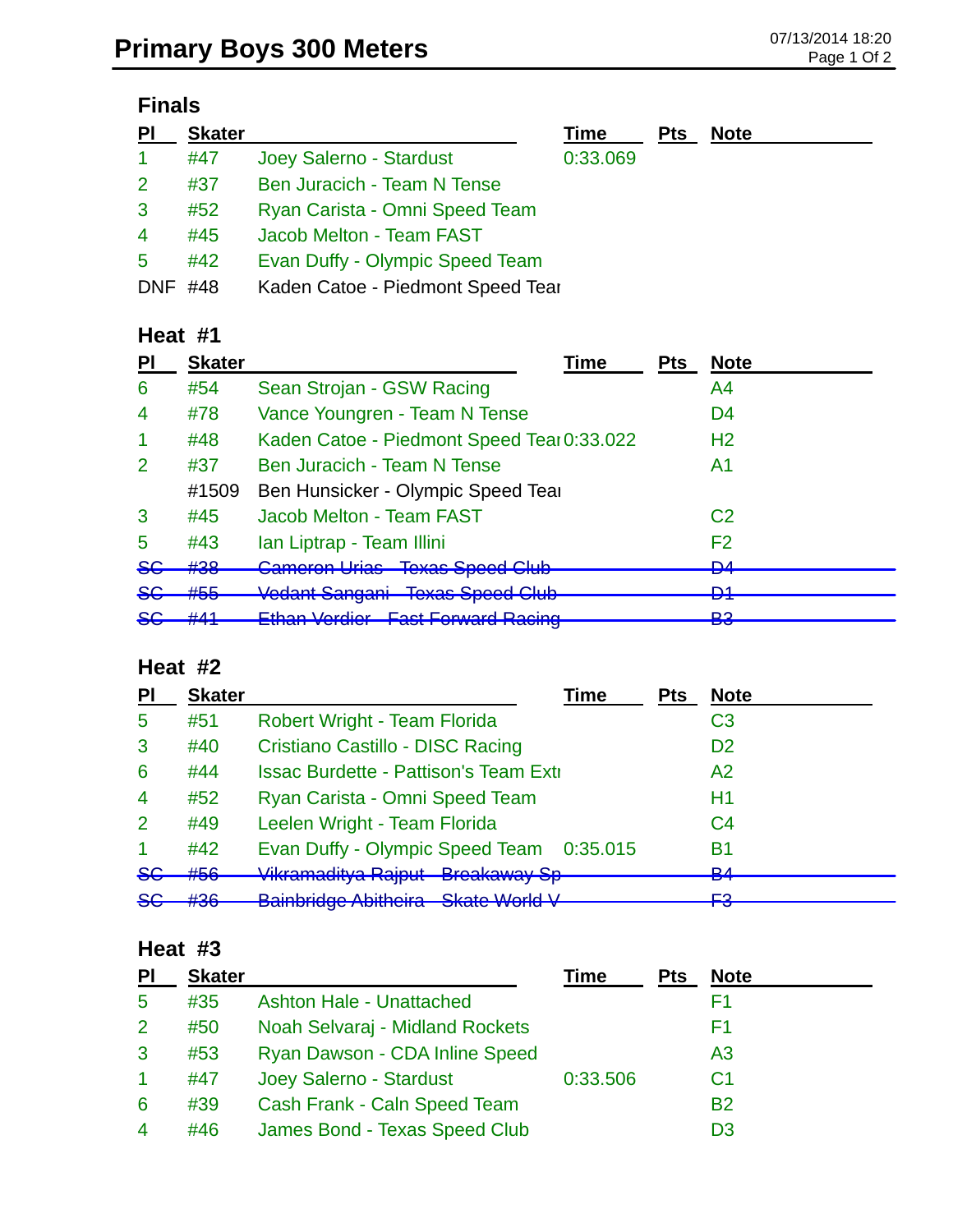# Primary Boys 300 Meters

07/13/2014 18:20

## Finals

| Pl | Skater | | Time | Pts | Note |
|---|---|---|---|---|---|
| 1 | #47 | Joey Salerno - Stardust | 0:33.069 | | |
| 2 | #37 | Ben Juracich - Team N Tense | | | |
| 3 | #52 | Ryan Carista - Omni Speed Team | | | |
| 4 | #45 | Jacob Melton - Team FAST | | | |
| 5 | #42 | Evan Duffy - Olympic Speed Team | | | |
| DNF | #48 | Kaden Catoe - Piedmont Speed Tear | | | |

## Heat #1

| Pl | Skater | | Time | Pts | Note |
|---|---|---|---|---|---|
| 6 | #54 | Sean Strojan - GSW Racing | | | A4 |
| 4 | #78 | Vance Youngren - Team N Tense | | | D4 |
| 1 | #48 | Kaden Catoe - Piedmont Speed Tear | 0:33.022 | | H2 |
| 2 | #37 | Ben Juracich - Team N Tense | | | A1 |
| | #1509 | Ben Hunsicker - Olympic Speed Tear | | | |
| 3 | #45 | Jacob Melton - Team FAST | | | C2 |
| 5 | #43 | Ian Liptrap - Team Illini | | | F2 |
| ~~SC~~ | ~~#38~~ | ~~Cameron Urias - Texas Speed Club~~ | | | ~~D4~~ |
| ~~SC~~ | ~~#55~~ | ~~Vedant Sangani - Texas Speed Club~~ | | | ~~D1~~ |
| ~~SC~~ | ~~#41~~ | ~~Ethan Verdier - Fast Forward Racing~~ | | | ~~B3~~ |

## Heat #2

| Pl | Skater | | Time | Pts | Note |
|---|---|---|---|---|---|
| 5 | #51 | Robert Wright - Team Florida | | | C3 |
| 3 | #40 | Cristiano Castillo - DISC Racing | | | D2 |
| 6 | #44 | Issac Burdette - Pattison's Team Extr | | | A2 |
| 4 | #52 | Ryan Carista - Omni Speed Team | | | H1 |
| 2 | #49 | Leelen Wright - Team Florida | | | C4 |
| 1 | #42 | Evan Duffy - Olympic Speed Team | 0:35.015 | | B1 |
| ~~SC~~ | ~~#56~~ | ~~Vikramaditya Rajput - Breakaway Sp~~ | | | ~~B4~~ |
| ~~SC~~ | ~~#36~~ | ~~Bainbridge Abitheira - Skate World V~~ | | | ~~F3~~ |

## Heat #3

| Pl | Skater | | Time | Pts | Note |
|---|---|---|---|---|---|
| 5 | #35 | Ashton Hale - Unattached | | | F1 |
| 2 | #50 | Noah Selvaraj - Midland Rockets | | | F1 |
| 3 | #53 | Ryan Dawson - CDA Inline Speed | | | A3 |
| 1 | #47 | Joey Salerno - Stardust | 0:33.506 | | C1 |
| 6 | #39 | Cash Frank - Caln Speed Team | | | B2 |
| 4 | #46 | James Bond - Texas Speed Club | | | D3 |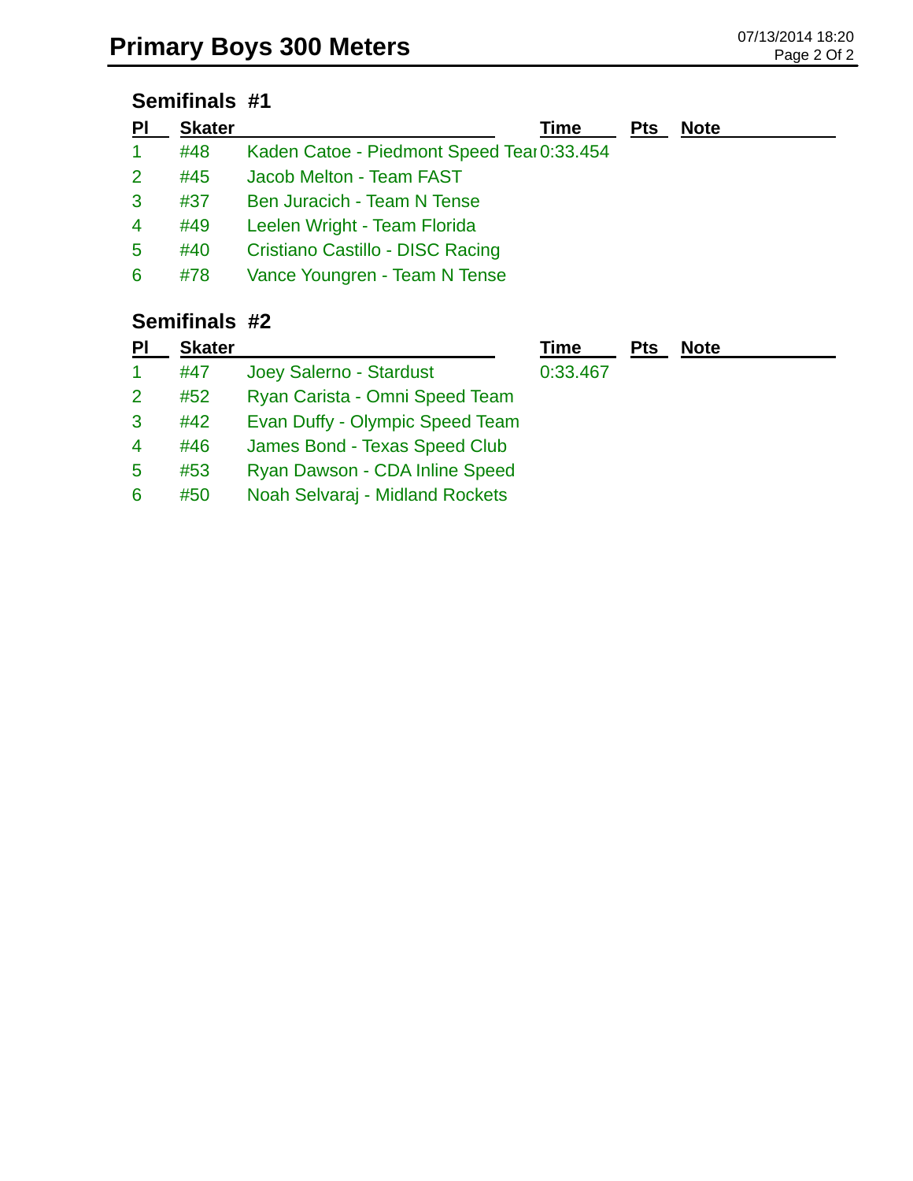# Primary Boys 300 Meters

## Semifinals #1

| Pl | Skater | | Time | Pts | Note |
|---|---|---|---|---|---|
| 1 | #48 | Kaden Catoe - Piedmont Speed Tea | 0:33.454 | | |
| 2 | #45 | Jacob Melton - Team FAST | | | |
| 3 | #37 | Ben Juracich - Team N Tense | | | |
| 4 | #49 | Leelen Wright - Team Florida | | | |
| 5 | #40 | Cristiano Castillo - DISC Racing | | | |
| 6 | #78 | Vance Youngren - Team N Tense | | | |

## Semifinals #2

| Pl | Skater | | Time | Pts | Note |
|---|---|---|---|---|---|
| 1 | #47 | Joey Salerno - Stardust | 0:33.467 | | |
| 2 | #52 | Ryan Carista - Omni Speed Team | | | |
| 3 | #42 | Evan Duffy - Olympic Speed Team | | | |
| 4 | #46 | James Bond - Texas Speed Club | | | |
| 5 | #53 | Ryan Dawson - CDA Inline Speed | | | |
| 6 | #50 | Noah Selvaraj - Midland Rockets | | | |